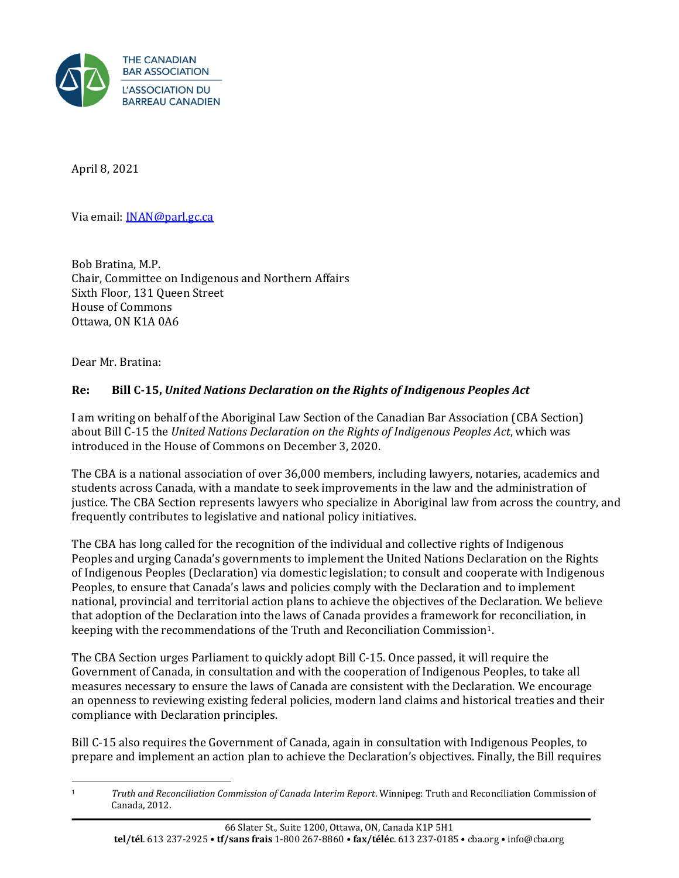THE CANADIAN BAR ASSOCIATION
L'ASSOCIATION DU BARREAU CANADIEN

April 8, 2021

Via email: INAN@parl.gc.ca

Bob Bratina, M.P.
Chair, Committee on Indigenous and Northern Affairs
Sixth Floor, 131 Queen Street
House of Commons
Ottawa, ON K1A 0A6

Dear Mr. Bratina:

**Re: Bill C-15, *United Nations Declaration on the Rights of Indigenous Peoples Act***

I am writing on behalf of the Aboriginal Law Section of the Canadian Bar Association (CBA Section) about Bill C-15 the *United Nations Declaration on the Rights of Indigenous Peoples Act*, which was introduced in the House of Commons on December 3, 2020.

The CBA is a national association of over 36,000 members, including lawyers, notaries, academics and students across Canada, with a mandate to seek improvements in the law and the administration of justice. The CBA Section represents lawyers who specialize in Aboriginal law from across the country, and frequently contributes to legislative and national policy initiatives.

The CBA has long called for the recognition of the individual and collective rights of Indigenous Peoples and urging Canada's governments to implement the United Nations Declaration on the Rights of Indigenous Peoples (Declaration) via domestic legislation; to consult and cooperate with Indigenous Peoples, to ensure that Canada's laws and policies comply with the Declaration and to implement national, provincial and territorial action plans to achieve the objectives of the Declaration. We believe that adoption of the Declaration into the laws of Canada provides a framework for reconciliation, in keeping with the recommendations of the Truth and Reconciliation Commission[1].

The CBA Section urges Parliament to quickly adopt Bill C-15. Once passed, it will require the Government of Canada, in consultation and with the cooperation of Indigenous Peoples, to take all measures necessary to ensure the laws of Canada are consistent with the Declaration. We encourage an openness to reviewing existing federal policies, modern land claims and historical treaties and their compliance with Declaration principles.

Bill C-15 also requires the Government of Canada, again in consultation with Indigenous Peoples, to prepare and implement an action plan to achieve the Declaration's objectives. Finally, the Bill requires

---

[1] *Truth and Reconciliation Commission of Canada Interim Report*. Winnipeg: Truth and Reconciliation Commission of Canada, 2012.

66 Slater St., Suite 1200, Ottawa, ON, Canada K1P 5H1
**tel/tél**. 613 237-2925 • **tf/sans frais** 1-800 267-8860 • **fax/téléc**. 613 237-0185 • cba.org • info@cba.org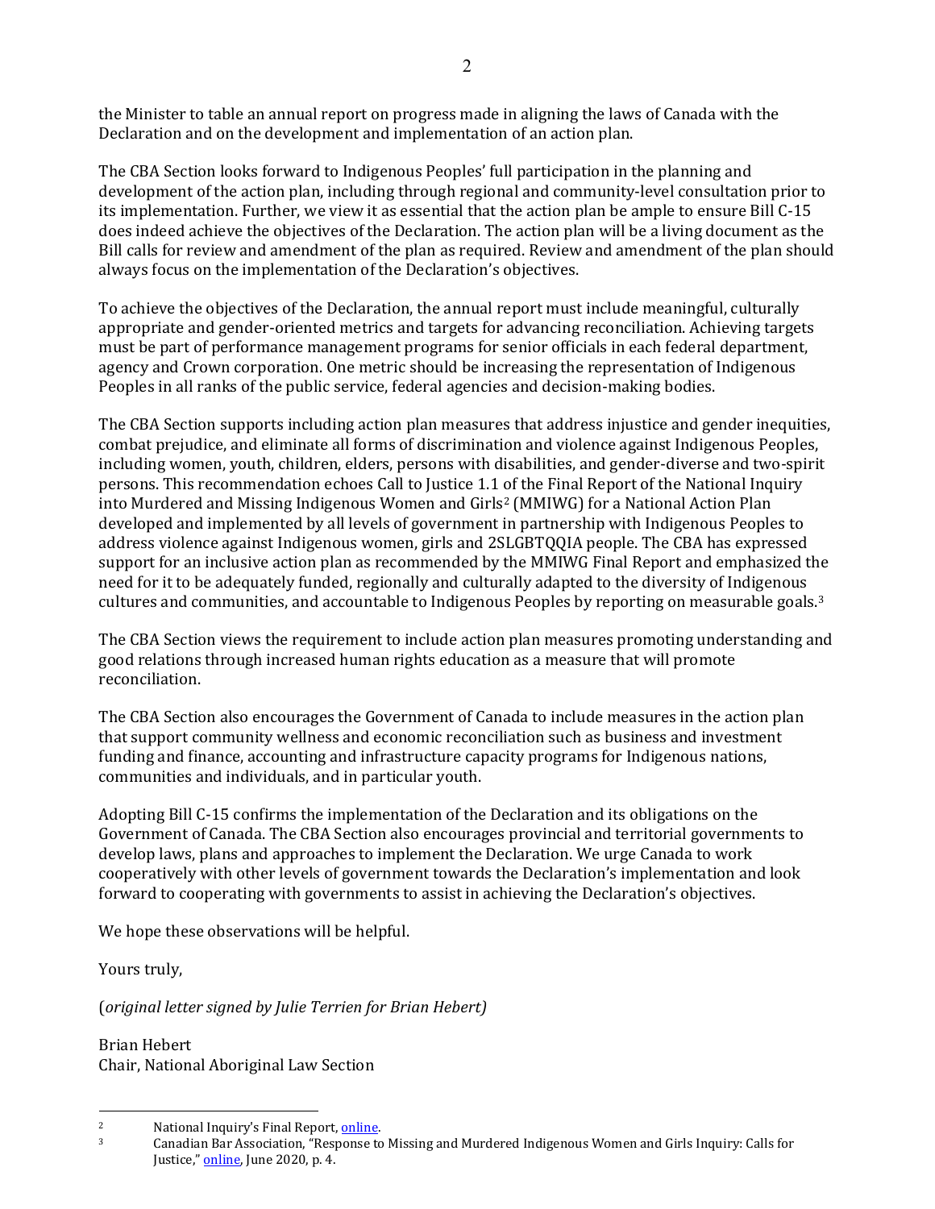the Minister to table an annual report on progress made in aligning the laws of Canada with the Declaration and on the development and implementation of an action plan.

The CBA Section looks forward to Indigenous Peoples' full participation in the planning and development of the action plan, including through regional and community-level consultation prior to its implementation. Further, we view it as essential that the action plan be ample to ensure Bill C-15 does indeed achieve the objectives of the Declaration. The action plan will be a living document as the Bill calls for review and amendment of the plan as required. Review and amendment of the plan should always focus on the implementation of the Declaration's objectives.

To achieve the objectives of the Declaration, the annual report must include meaningful, culturally appropriate and gender-oriented metrics and targets for advancing reconciliation. Achieving targets must be part of performance management programs for senior officials in each federal department, agency and Crown corporation. One metric should be increasing the representation of Indigenous Peoples in all ranks of the public service, federal agencies and decision-making bodies.

The CBA Section supports including action plan measures that address injustice and gender inequities, combat prejudice, and eliminate all forms of discrimination and violence against Indigenous Peoples, including women, youth, children, elders, persons with disabilities, and gender-diverse and two-spirit persons. This recommendation echoes Call to Justice 1.1 of the Final Report of the National Inquiry into Murdered and Missing Indigenous Women and Girls[2] (MMIWG) for a National Action Plan developed and implemented by all levels of government in partnership with Indigenous Peoples to address violence against Indigenous women, girls and 2SLGBTQQIA people. The CBA has expressed support for an inclusive action plan as recommended by the MMIWG Final Report and emphasized the need for it to be adequately funded, regionally and culturally adapted to the diversity of Indigenous cultures and communities, and accountable to Indigenous Peoples by reporting on measurable goals.[3]

The CBA Section views the requirement to include action plan measures promoting understanding and good relations through increased human rights education as a measure that will promote reconciliation.

The CBA Section also encourages the Government of Canada to include measures in the action plan that support community wellness and economic reconciliation such as business and investment funding and finance, accounting and infrastructure capacity programs for Indigenous nations, communities and individuals, and in particular youth.

Adopting Bill C-15 confirms the implementation of the Declaration and its obligations on the Government of Canada. The CBA Section also encourages provincial and territorial governments to develop laws, plans and approaches to implement the Declaration. We urge Canada to work cooperatively with other levels of government towards the Declaration's implementation and look forward to cooperating with governments to assist in achieving the Declaration's objectives.

We hope these observations will be helpful.

Yours truly,

(*original letter signed by Julie Terrien for Brian Hebert)*

Brian Hebert
Chair, National Aboriginal Law Section

---

[2] National Inquiry's Final Report, online.

[3] Canadian Bar Association, "Response to Missing and Murdered Indigenous Women and Girls Inquiry: Calls for Justice," online, June 2020, p. 4.